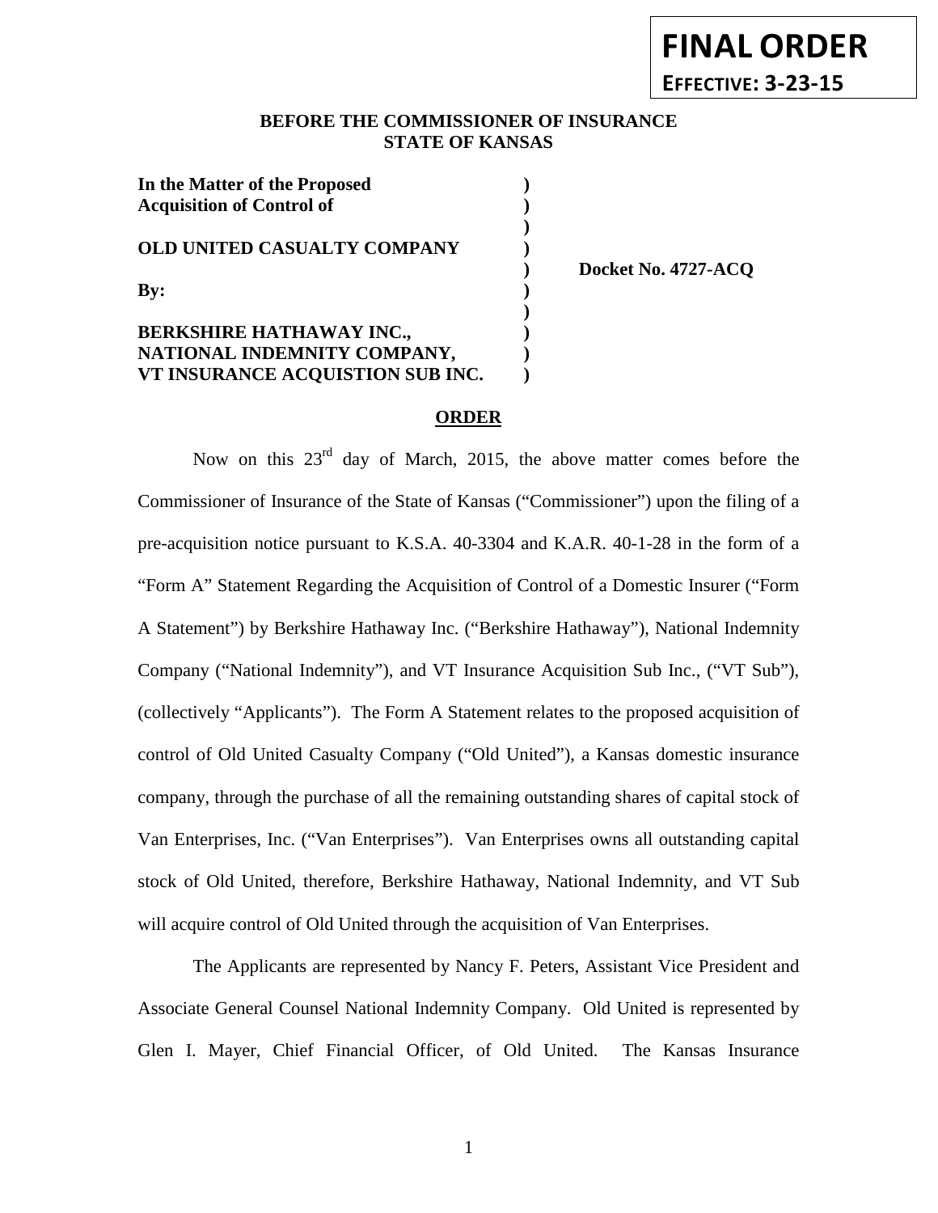**FINAL ORDER**

**EFFECTIVE: 3-23-15**

**BEFORE THE COMMISSIONER OF INSURANCE**
**STATE OF KANSAS**

| | | |
|---|---|---|
| **In the Matter of the Proposed** | **)** | |
| **Acquisition of Control of** | **)** | |
| | **)** | |
| **OLD UNITED CASUALTY COMPANY** | **)** | |
| | **)** | **Docket No. 4727-ACQ** |
| **By:** | **)** | |
| | **)** | |
| **BERKSHIRE HATHAWAY INC.,** | **)** | |
| **NATIONAL INDEMNITY COMPANY,** | **)** | |
| **VT INSURANCE ACQUISTION SUB INC.** | **)** | |

## ORDER

Now on this 23rd day of March, 2015, the above matter comes before the Commissioner of Insurance of the State of Kansas ("Commissioner") upon the filing of a pre-acquisition notice pursuant to K.S.A. 40-3304 and K.A.R. 40-1-28 in the form of a "Form A" Statement Regarding the Acquisition of Control of a Domestic Insurer ("Form A Statement") by Berkshire Hathaway Inc. ("Berkshire Hathaway"), National Indemnity Company ("National Indemnity"), and VT Insurance Acquisition Sub Inc., ("VT Sub"), (collectively "Applicants"). The Form A Statement relates to the proposed acquisition of control of Old United Casualty Company ("Old United"), a Kansas domestic insurance company, through the purchase of all the remaining outstanding shares of capital stock of Van Enterprises, Inc. ("Van Enterprises"). Van Enterprises owns all outstanding capital stock of Old United, therefore, Berkshire Hathaway, National Indemnity, and VT Sub will acquire control of Old United through the acquisition of Van Enterprises.

The Applicants are represented by Nancy F. Peters, Assistant Vice President and Associate General Counsel National Indemnity Company. Old United is represented by Glen I. Mayer, Chief Financial Officer, of Old United. The Kansas Insurance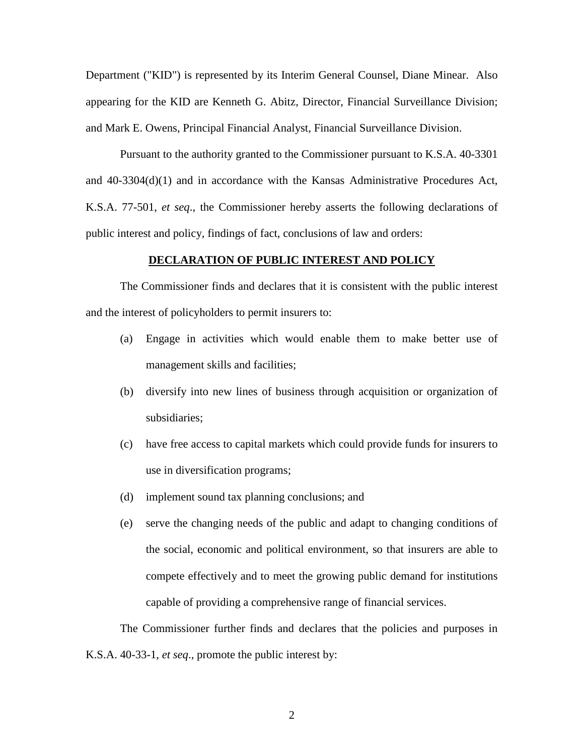Department ("KID") is represented by its Interim General Counsel, Diane Minear. Also appearing for the KID are Kenneth G. Abitz, Director, Financial Surveillance Division; and Mark E. Owens, Principal Financial Analyst, Financial Surveillance Division.

Pursuant to the authority granted to the Commissioner pursuant to K.S.A. 40-3301 and 40-3304(d)(1) and in accordance with the Kansas Administrative Procedures Act, K.S.A. 77-501, *et seq*., the Commissioner hereby asserts the following declarations of public interest and policy, findings of fact, conclusions of law and orders:

**DECLARATION OF PUBLIC INTEREST AND POLICY**

The Commissioner finds and declares that it is consistent with the public interest and the interest of policyholders to permit insurers to:

(a) Engage in activities which would enable them to make better use of management skills and facilities;

(b) diversify into new lines of business through acquisition or organization of subsidiaries;

(c) have free access to capital markets which could provide funds for insurers to use in diversification programs;

(d) implement sound tax planning conclusions; and

(e) serve the changing needs of the public and adapt to changing conditions of the social, economic and political environment, so that insurers are able to compete effectively and to meet the growing public demand for institutions capable of providing a comprehensive range of financial services.

The Commissioner further finds and declares that the policies and purposes in K.S.A. 40-33-1, *et seq*., promote the public interest by: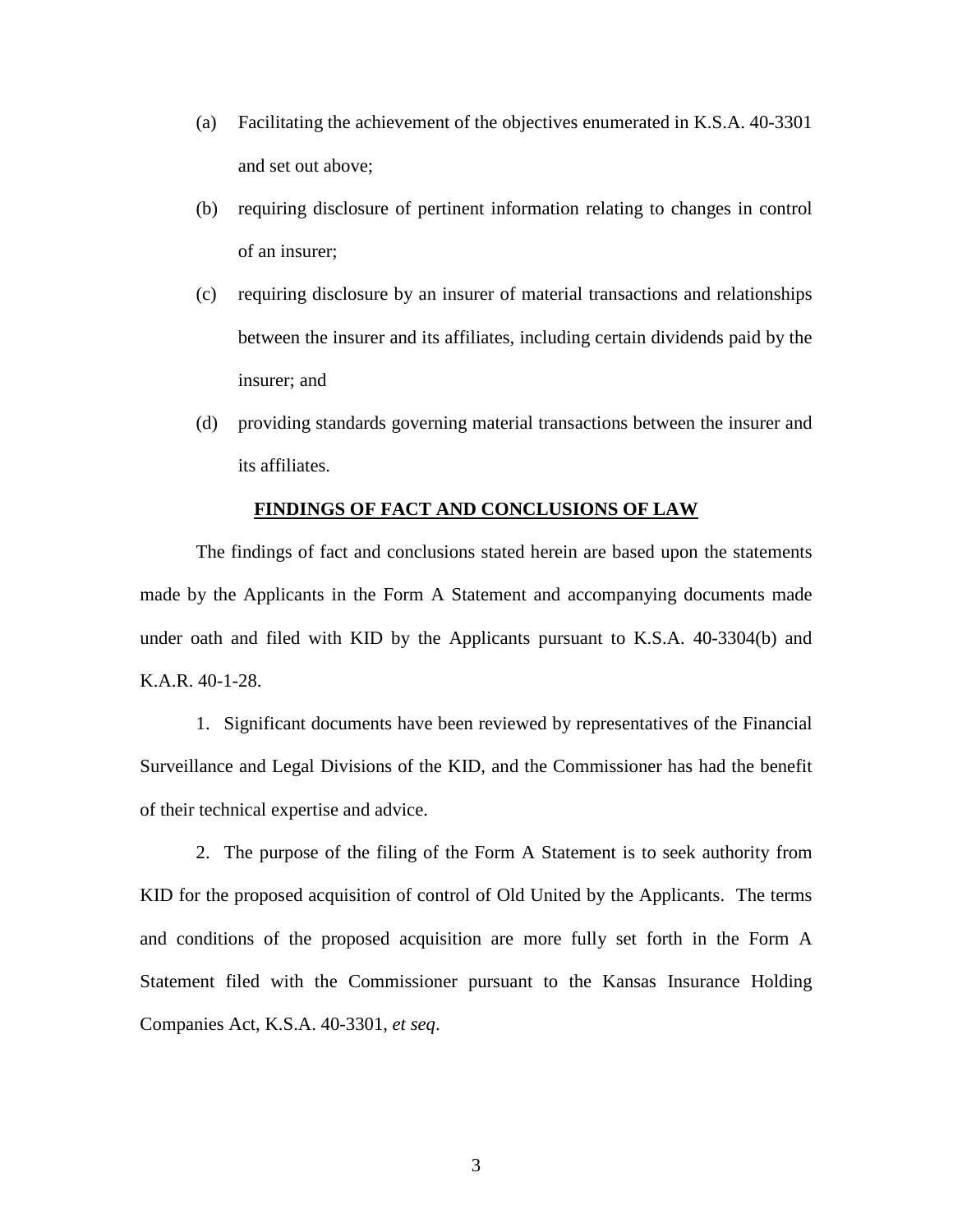(a) Facilitating the achievement of the objectives enumerated in K.S.A. 40-3301 and set out above;

(b) requiring disclosure of pertinent information relating to changes in control of an insurer;

(c) requiring disclosure by an insurer of material transactions and relationships between the insurer and its affiliates, including certain dividends paid by the insurer; and

(d) providing standards governing material transactions between the insurer and its affiliates.

**FINDINGS OF FACT AND CONCLUSIONS OF LAW**

The findings of fact and conclusions stated herein are based upon the statements made by the Applicants in the Form A Statement and accompanying documents made under oath and filed with KID by the Applicants pursuant to K.S.A. 40-3304(b) and K.A.R. 40-1-28.

1. Significant documents have been reviewed by representatives of the Financial Surveillance and Legal Divisions of the KID, and the Commissioner has had the benefit of their technical expertise and advice.

2. The purpose of the filing of the Form A Statement is to seek authority from KID for the proposed acquisition of control of Old United by the Applicants. The terms and conditions of the proposed acquisition are more fully set forth in the Form A Statement filed with the Commissioner pursuant to the Kansas Insurance Holding Companies Act, K.S.A. 40-3301, *et seq*.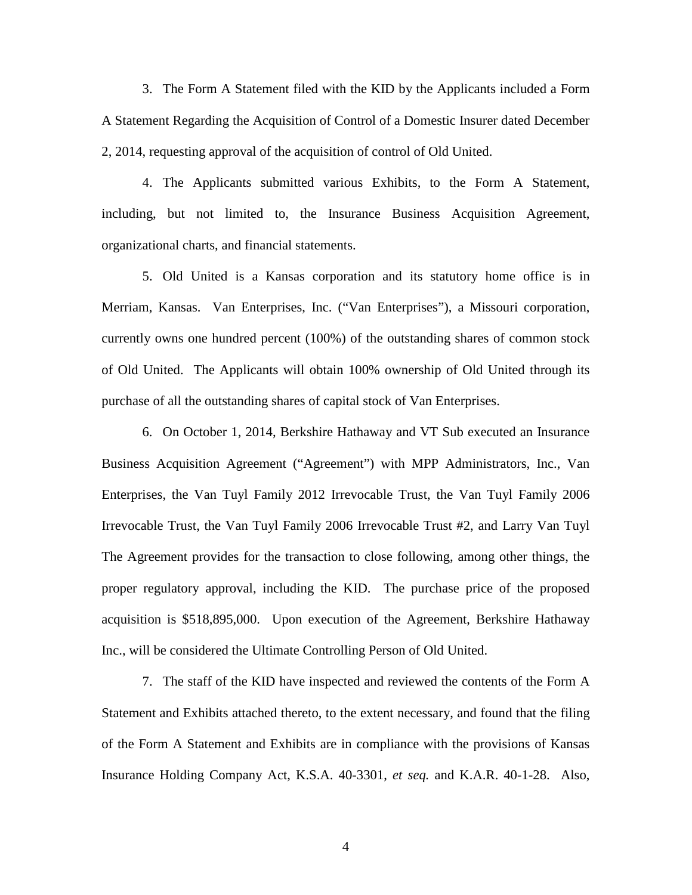3. The Form A Statement filed with the KID by the Applicants included a Form A Statement Regarding the Acquisition of Control of a Domestic Insurer dated December 2, 2014, requesting approval of the acquisition of control of Old United.

4. The Applicants submitted various Exhibits, to the Form A Statement, including, but not limited to, the Insurance Business Acquisition Agreement, organizational charts, and financial statements.

5. Old United is a Kansas corporation and its statutory home office is in Merriam, Kansas. Van Enterprises, Inc. ("Van Enterprises"), a Missouri corporation, currently owns one hundred percent (100%) of the outstanding shares of common stock of Old United. The Applicants will obtain 100% ownership of Old United through its purchase of all the outstanding shares of capital stock of Van Enterprises.

6. On October 1, 2014, Berkshire Hathaway and VT Sub executed an Insurance Business Acquisition Agreement ("Agreement") with MPP Administrators, Inc., Van Enterprises, the Van Tuyl Family 2012 Irrevocable Trust, the Van Tuyl Family 2006 Irrevocable Trust, the Van Tuyl Family 2006 Irrevocable Trust #2, and Larry Van Tuyl The Agreement provides for the transaction to close following, among other things, the proper regulatory approval, including the KID. The purchase price of the proposed acquisition is $518,895,000. Upon execution of the Agreement, Berkshire Hathaway Inc., will be considered the Ultimate Controlling Person of Old United.

7. The staff of the KID have inspected and reviewed the contents of the Form A Statement and Exhibits attached thereto, to the extent necessary, and found that the filing of the Form A Statement and Exhibits are in compliance with the provisions of Kansas Insurance Holding Company Act, K.S.A. 40-3301, *et seq.* and K.A.R. 40-1-28. Also,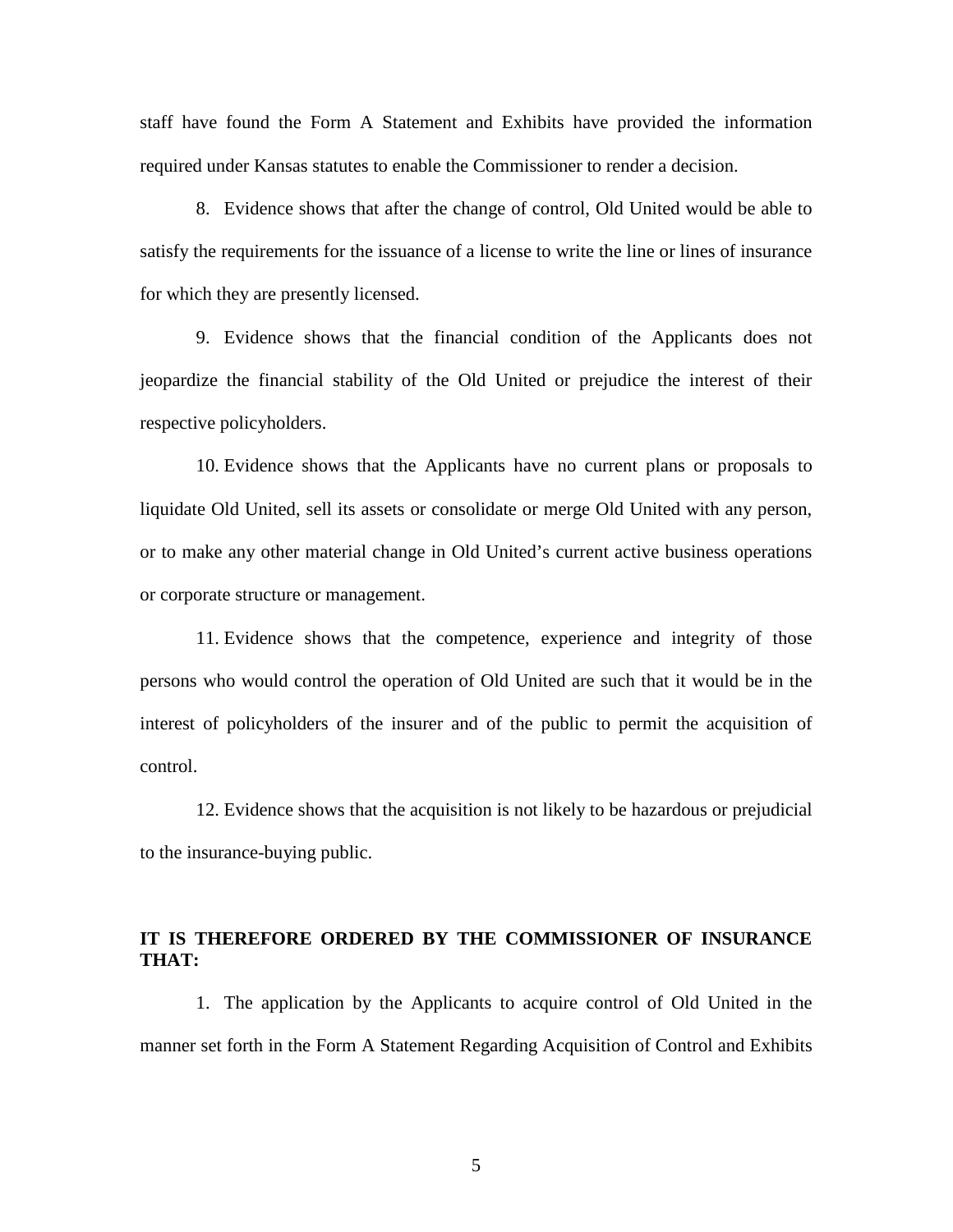staff have found the Form A Statement and Exhibits have provided the information required under Kansas statutes to enable the Commissioner to render a decision.

8. Evidence shows that after the change of control, Old United would be able to satisfy the requirements for the issuance of a license to write the line or lines of insurance for which they are presently licensed.

9. Evidence shows that the financial condition of the Applicants does not jeopardize the financial stability of the Old United or prejudice the interest of their respective policyholders.

10. Evidence shows that the Applicants have no current plans or proposals to liquidate Old United, sell its assets or consolidate or merge Old United with any person, or to make any other material change in Old United's current active business operations or corporate structure or management.

11. Evidence shows that the competence, experience and integrity of those persons who would control the operation of Old United are such that it would be in the interest of policyholders of the insurer and of the public to permit the acquisition of control.

12. Evidence shows that the acquisition is not likely to be hazardous or prejudicial to the insurance-buying public.

**IT IS THEREFORE ORDERED BY THE COMMISSIONER OF INSURANCE THAT:**

1. The application by the Applicants to acquire control of Old United in the manner set forth in the Form A Statement Regarding Acquisition of Control and Exhibits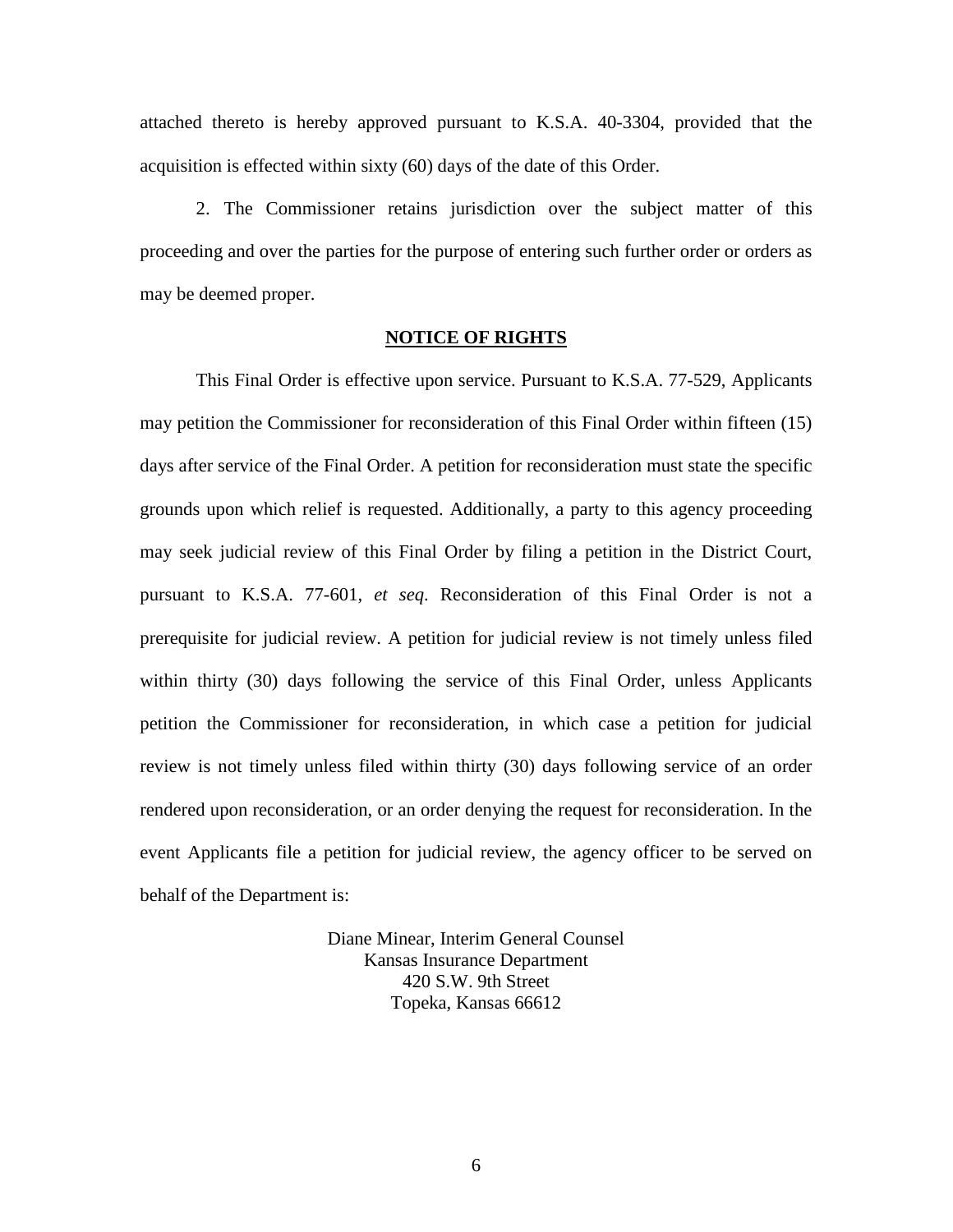attached thereto is hereby approved pursuant to K.S.A. 40-3304, provided that the acquisition is effected within sixty (60) days of the date of this Order.

2. The Commissioner retains jurisdiction over the subject matter of this proceeding and over the parties for the purpose of entering such further order or orders as may be deemed proper.

**NOTICE OF RIGHTS**

This Final Order is effective upon service. Pursuant to K.S.A. 77-529, Applicants may petition the Commissioner for reconsideration of this Final Order within fifteen (15) days after service of the Final Order. A petition for reconsideration must state the specific grounds upon which relief is requested. Additionally, a party to this agency proceeding may seek judicial review of this Final Order by filing a petition in the District Court, pursuant to K.S.A. 77-601, *et seq*. Reconsideration of this Final Order is not a prerequisite for judicial review. A petition for judicial review is not timely unless filed within thirty (30) days following the service of this Final Order, unless Applicants petition the Commissioner for reconsideration, in which case a petition for judicial review is not timely unless filed within thirty (30) days following service of an order rendered upon reconsideration, or an order denying the request for reconsideration. In the event Applicants file a petition for judicial review, the agency officer to be served on behalf of the Department is:

Diane Minear, Interim General Counsel
Kansas Insurance Department
420 S.W. 9th Street
Topeka, Kansas 66612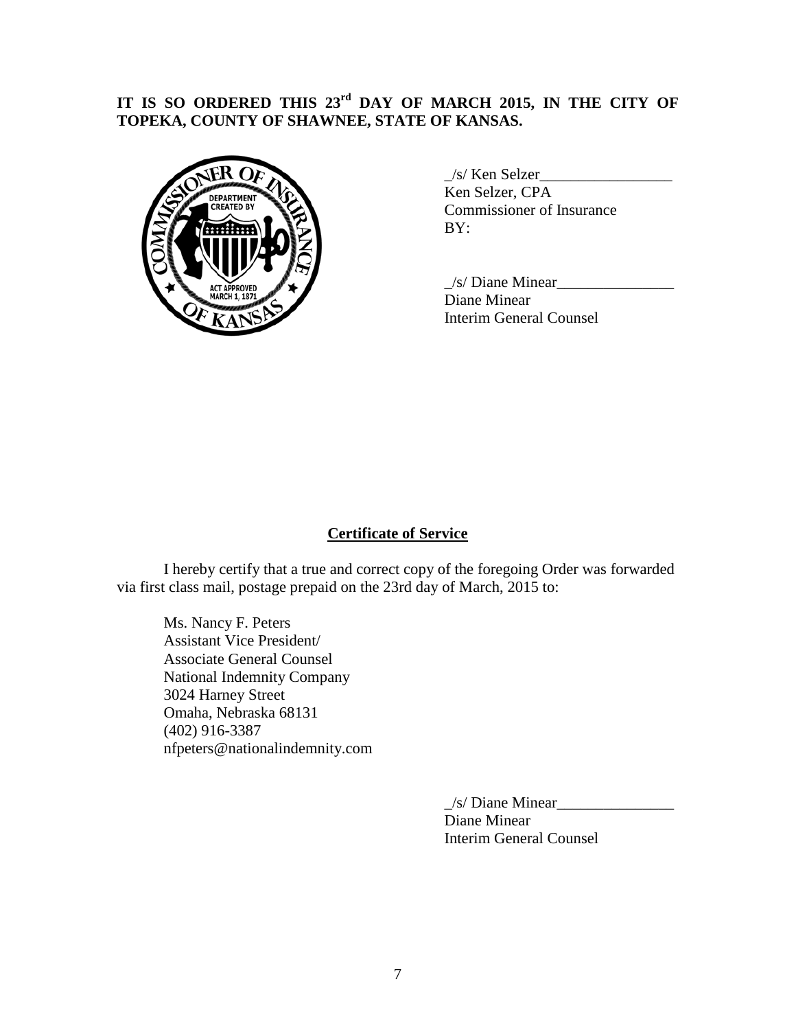**IT IS SO ORDERED THIS 23rd DAY OF MARCH 2015, IN THE CITY OF TOPEKA, COUNTY OF SHAWNEE, STATE OF KANSAS.**

_/s/ Ken Selzer_________________
Ken Selzer, CPA
Commissioner of Insurance
BY:

_/s/ Diane Minear_______________
Diane Minear
Interim General Counsel

## Certificate of Service

I hereby certify that a true and correct copy of the foregoing Order was forwarded via first class mail, postage prepaid on the 23rd day of March, 2015 to:

Ms. Nancy F. Peters
Assistant Vice President/
Associate General Counsel
National Indemnity Company
3024 Harney Street
Omaha, Nebraska 68131
(402) 916-3387
nfpeters@nationalindemnity.com

_/s/ Diane Minear_______________
Diane Minear
Interim General Counsel